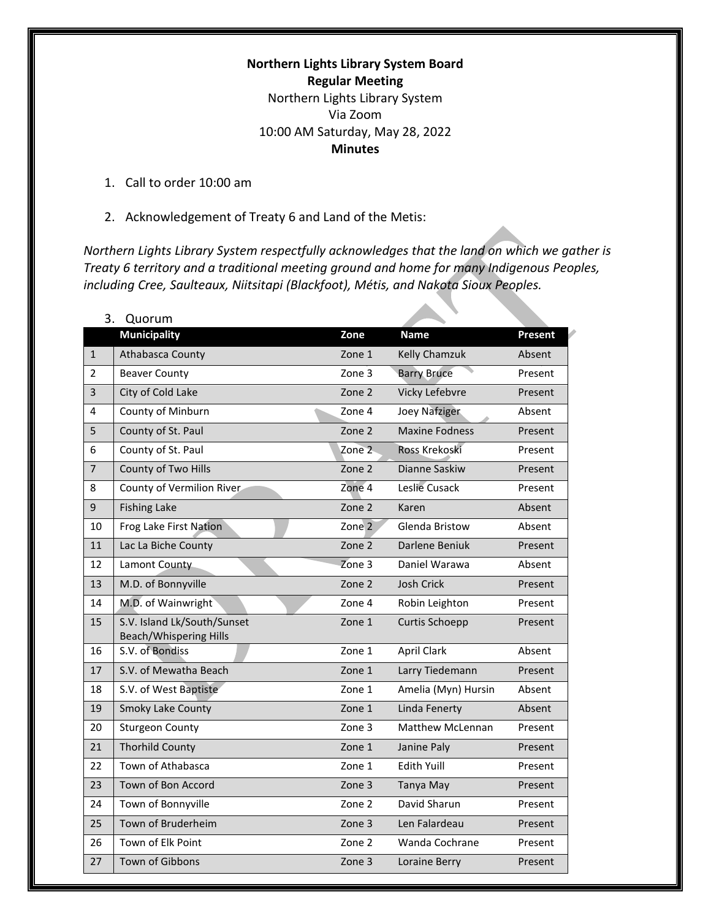**Northern Lights Library System Board**
**Regular Meeting**
Northern Lights Library System
Via Zoom
10:00 AM Saturday, May 28, 2022
**Minutes**

1. Call to order 10:00 am

2. Acknowledgement of Treaty 6 and Land of the Metis:

*Northern Lights Library System respectfully acknowledges that the land on which we gather is Treaty 6 territory and a traditional meeting ground and home for many Indigenous Peoples, including Cree, Saulteaux, Niitsitapi (Blackfoot), Métis, and Nakota Sioux Peoples.*

3. Quorum

| | Municipality | Zone | Name | Present |
|---|---|---|---|---|
| 1 | Athabasca County | Zone 1 | Kelly Chamzuk | Absent |
| 2 | Beaver County | Zone 3 | Barry Bruce | Present |
| 3 | City of Cold Lake | Zone 2 | Vicky Lefebvre | Present |
| 4 | County of Minburn | Zone 4 | Joey Nafziger | Absent |
| 5 | County of St. Paul | Zone 2 | Maxine Fodness | Present |
| 6 | County of St. Paul | Zone 2 | Ross Krekoski | Present |
| 7 | County of Two Hills | Zone 2 | Dianne Saskiw | Present |
| 8 | County of Vermilion River | Zone 4 | Leslie Cusack | Present |
| 9 | Fishing Lake | Zone 2 | Karen | Absent |
| 10 | Frog Lake First Nation | Zone 2 | Glenda Bristow | Absent |
| 11 | Lac La Biche County | Zone 2 | Darlene Beniuk | Present |
| 12 | Lamont County | Zone 3 | Daniel Warawa | Absent |
| 13 | M.D. of Bonnyville | Zone 2 | Josh Crick | Present |
| 14 | M.D. of Wainwright | Zone 4 | Robin Leighton | Present |
| 15 | S.V. Island Lk/South/Sunset Beach/Whispering Hills | Zone 1 | Curtis Schoepp | Present |
| 16 | S.V. of Bondiss | Zone 1 | April Clark | Absent |
| 17 | S.V. of Mewatha Beach | Zone 1 | Larry Tiedemann | Present |
| 18 | S.V. of West Baptiste | Zone 1 | Amelia (Myn) Hursin | Absent |
| 19 | Smoky Lake County | Zone 1 | Linda Fenerty | Absent |
| 20 | Sturgeon County | Zone 3 | Matthew McLennan | Present |
| 21 | Thorhild County | Zone 1 | Janine Paly | Present |
| 22 | Town of Athabasca | Zone 1 | Edith Yuill | Present |
| 23 | Town of Bon Accord | Zone 3 | Tanya May | Present |
| 24 | Town of Bonnyville | Zone 2 | David Sharun | Present |
| 25 | Town of Bruderheim | Zone 3 | Len Falardeau | Present |
| 26 | Town of Elk Point | Zone 2 | Wanda Cochrane | Present |
| 27 | Town of Gibbons | Zone 3 | Loraine Berry | Present |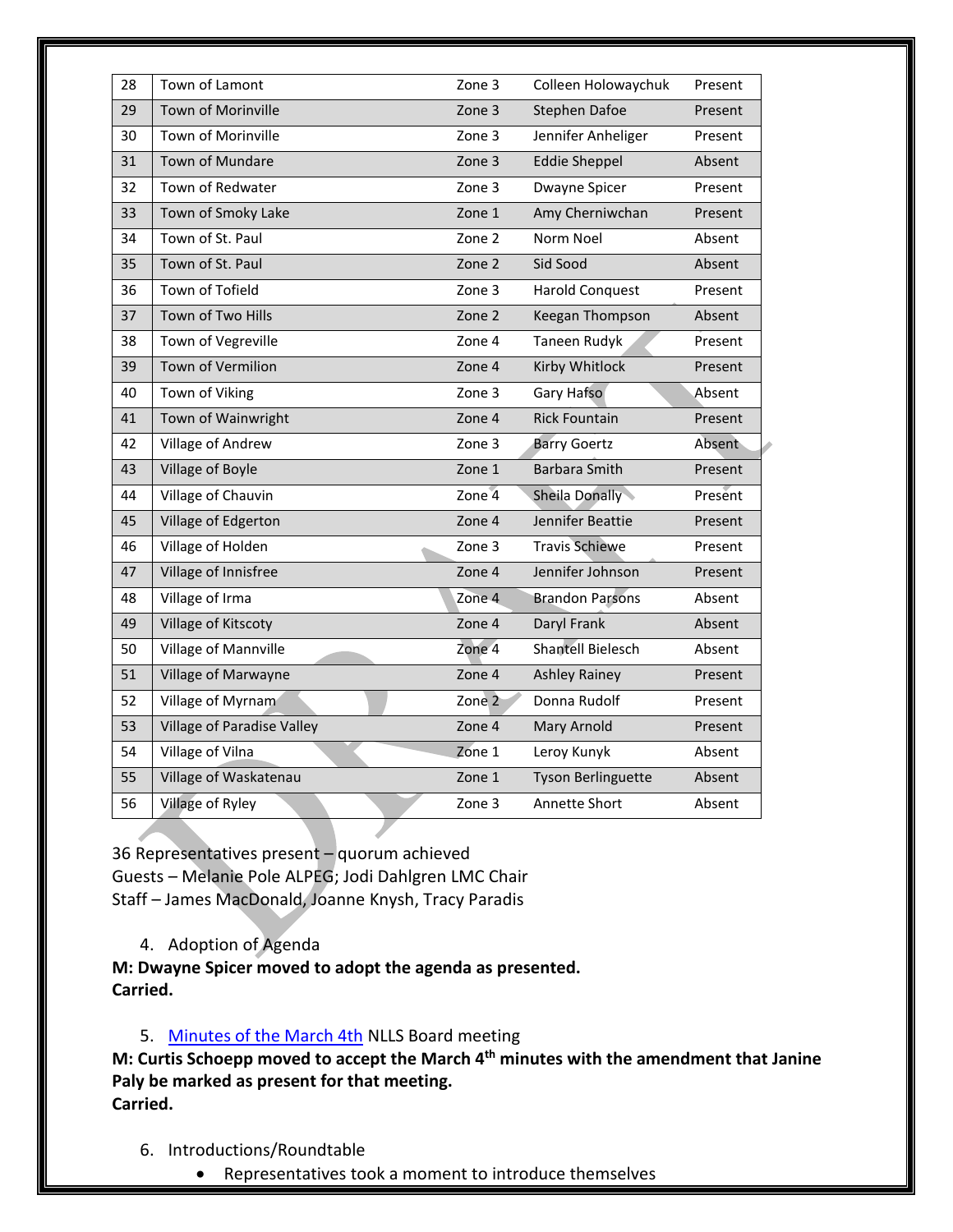| 28 | Town of Lamont | Zone 3 | Colleen Holowaychuk | Present |
|---|---|---|---|---|
| 29 | Town of Morinville | Zone 3 | Stephen Dafoe | Present |
| 30 | Town of Morinville | Zone 3 | Jennifer Anheliger | Present |
| 31 | Town of Mundare | Zone 3 | Eddie Sheppel | Absent |
| 32 | Town of Redwater | Zone 3 | Dwayne Spicer | Present |
| 33 | Town of Smoky Lake | Zone 1 | Amy Cherniwchan | Present |
| 34 | Town of St. Paul | Zone 2 | Norm Noel | Absent |
| 35 | Town of St. Paul | Zone 2 | Sid Sood | Absent |
| 36 | Town of Tofield | Zone 3 | Harold Conquest | Present |
| 37 | Town of Two Hills | Zone 2 | Keegan Thompson | Absent |
| 38 | Town of Vegreville | Zone 4 | Taneen Rudyk | Present |
| 39 | Town of Vermilion | Zone 4 | Kirby Whitlock | Present |
| 40 | Town of Viking | Zone 3 | Gary Hafso | Absent |
| 41 | Town of Wainwright | Zone 4 | Rick Fountain | Present |
| 42 | Village of Andrew | Zone 3 | Barry Goertz | Absent |
| 43 | Village of Boyle | Zone 1 | Barbara Smith | Present |
| 44 | Village of Chauvin | Zone 4 | Sheila Donally | Present |
| 45 | Village of Edgerton | Zone 4 | Jennifer Beattie | Present |
| 46 | Village of Holden | Zone 3 | Travis Schiewe | Present |
| 47 | Village of Innisfree | Zone 4 | Jennifer Johnson | Present |
| 48 | Village of Irma | Zone 4 | Brandon Parsons | Absent |
| 49 | Village of Kitscoty | Zone 4 | Daryl Frank | Absent |
| 50 | Village of Mannville | Zone 4 | Shantell Bielesch | Absent |
| 51 | Village of Marwayne | Zone 4 | Ashley Rainey | Present |
| 52 | Village of Myrnam | Zone 2 | Donna Rudolf | Present |
| 53 | Village of Paradise Valley | Zone 4 | Mary Arnold | Present |
| 54 | Village of Vilna | Zone 1 | Leroy Kunyk | Absent |
| 55 | Village of Waskatenau | Zone 1 | Tyson Berlinguette | Absent |
| 56 | Village of Ryley | Zone 3 | Annette Short | Absent |

36 Representatives present – quorum achieved
Guests – Melanie Pole ALPEG; Jodi Dahlgren LMC Chair
Staff – James MacDonald, Joanne Knysh, Tracy Paradis

4. Adoption of Agenda

**M: Dwayne Spicer moved to adopt the agenda as presented.**
**Carried.**

5. [Minutes of the March 4th] NLLS Board meeting

**M: Curtis Schoepp moved to accept the March 4th minutes with the amendment that Janine Paly be marked as present for that meeting.**
**Carried.**

6. Introductions/Roundtable
   - Representatives took a moment to introduce themselves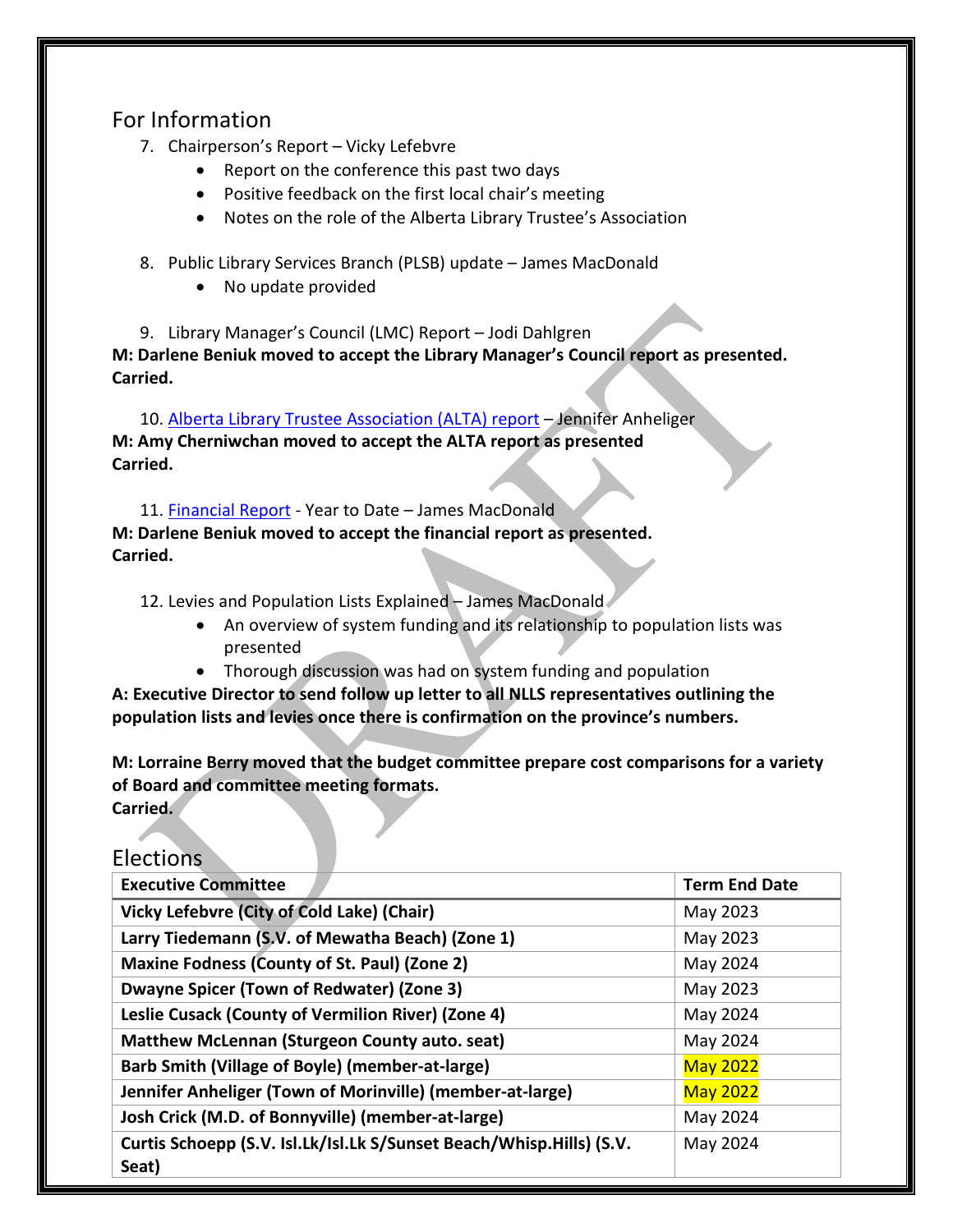## For Information

7. Chairperson's Report – Vicky Lefebvre
    - Report on the conference this past two days
    - Positive feedback on the first local chair's meeting
    - Notes on the role of the Alberta Library Trustee's Association

8. Public Library Services Branch (PLSB) update – James MacDonald
    - No update provided

9. Library Manager's Council (LMC) Report – Jodi Dahlgren

**M: Darlene Beniuk moved to accept the Library Manager's Council report as presented.**
**Carried.**

10. Alberta Library Trustee Association (ALTA) report – Jennifer Anheliger

**M: Amy Cherniwchan moved to accept the ALTA report as presented**
**Carried.**

11. Financial Report - Year to Date – James MacDonald

**M: Darlene Beniuk moved to accept the financial report as presented.**
**Carried.**

12. Levies and Population Lists Explained – James MacDonald
    - An overview of system funding and its relationship to population lists was presented
    - Thorough discussion was had on system funding and population

**A: Executive Director to send follow up letter to all NLLS representatives outlining the population lists and levies once there is confirmation on the province's numbers.**

**M: Lorraine Berry moved that the budget committee prepare cost comparisons for a variety of Board and committee meeting formats.**
**Carried.**

## Elections

| Executive Committee | Term End Date |
|---|---|
| **Vicky Lefebvre (City of Cold Lake) (Chair)** | May 2023 |
| **Larry Tiedemann (S.V. of Mewatha Beach) (Zone 1)** | May 2023 |
| **Maxine Fodness (County of St. Paul) (Zone 2)** | May 2024 |
| **Dwayne Spicer (Town of Redwater) (Zone 3)** | May 2023 |
| **Leslie Cusack (County of Vermilion River) (Zone 4)** | May 2024 |
| **Matthew McLennan (Sturgeon County auto. seat)** | May 2024 |
| **Barb Smith (Village of Boyle) (member-at-large)** | May 2022 |
| **Jennifer Anheliger (Town of Morinville) (member-at-large)** | May 2022 |
| **Josh Crick (M.D. of Bonnyville) (member-at-large)** | May 2024 |
| **Curtis Schoepp (S.V. Isl.Lk/Isl.Lk S/Sunset Beach/Whisp.Hills) (S.V. Seat)** | May 2024 |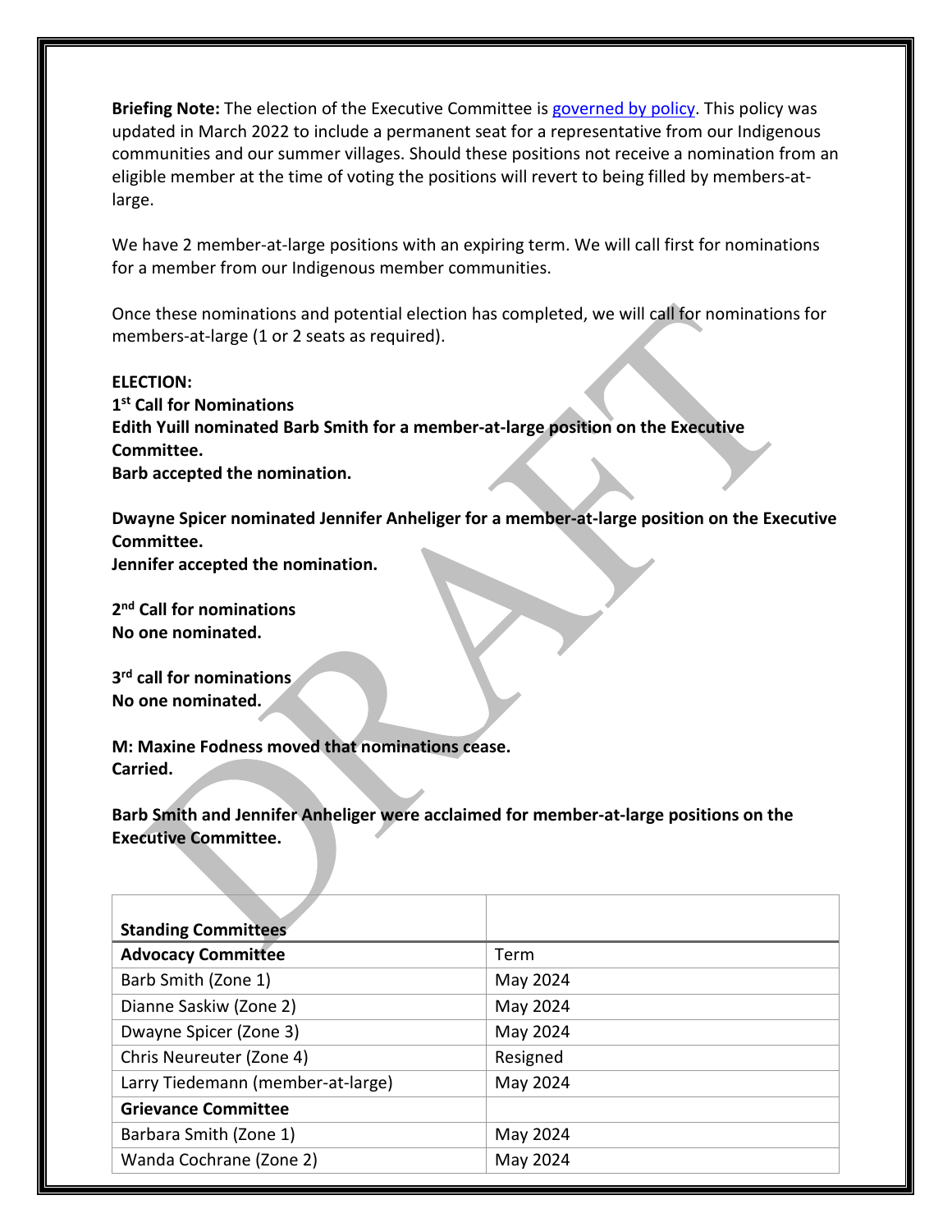**Briefing Note:** The election of the Executive Committee is [governed by policy](). This policy was updated in March 2022 to include a permanent seat for a representative from our Indigenous communities and our summer villages. Should these positions not receive a nomination from an eligible member at the time of voting the positions will revert to being filled by members-at-large.

We have 2 member-at-large positions with an expiring term. We will call first for nominations for a member from our Indigenous member communities.

Once these nominations and potential election has completed, we will call for nominations for members-at-large (1 or 2 seats as required).

**ELECTION:**
**1st Call for Nominations**
**Edith Yuill nominated Barb Smith for a member-at-large position on the Executive Committee.**
**Barb accepted the nomination.**

**Dwayne Spicer nominated Jennifer Anheliger for a member-at-large position on the Executive Committee.**
**Jennifer accepted the nomination.**

**2nd Call for nominations**
**No one nominated.**

**3rd call for nominations**
**No one nominated.**

**M: Maxine Fodness moved that nominations cease.**
**Carried.**

**Barb Smith and Jennifer Anheliger were acclaimed for member-at-large positions on the Executive Committee.**

| **Standing Committees** | |
|---|---|
| **Advocacy Committee** | Term |
| Barb Smith (Zone 1) | May 2024 |
| Dianne Saskiw (Zone 2) | May 2024 |
| Dwayne Spicer (Zone 3) | May 2024 |
| Chris Neureuter (Zone 4) | Resigned |
| Larry Tiedemann (member-at-large) | May 2024 |
| **Grievance Committee** | |
| Barbara Smith (Zone 1) | May 2024 |
| Wanda Cochrane (Zone 2) | May 2024 |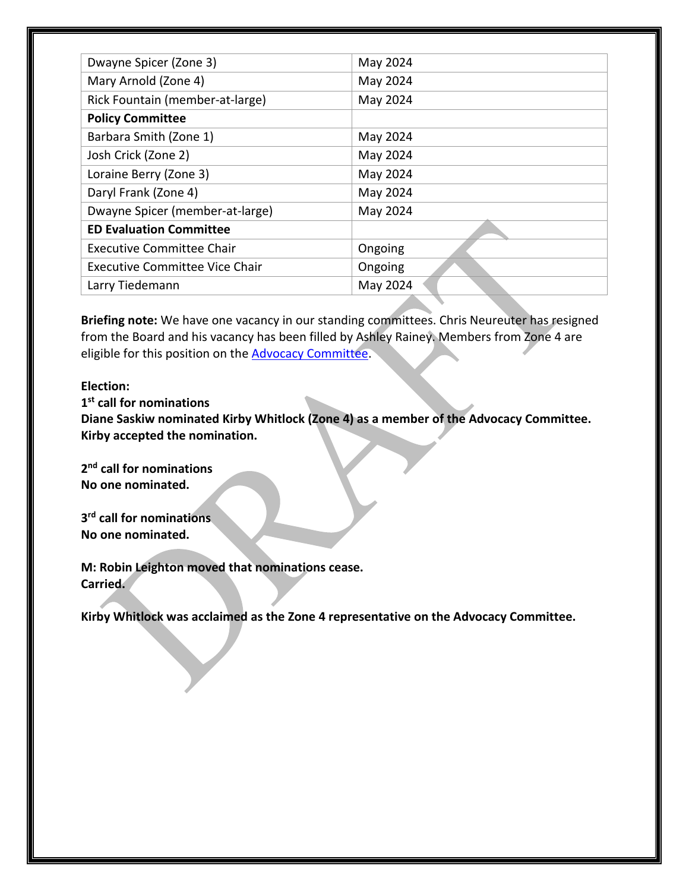| | |
|---|---|
| Dwayne Spicer (Zone 3) | May 2024 |
| Mary Arnold (Zone 4) | May 2024 |
| Rick Fountain (member-at-large) | May 2024 |
| **Policy Committee** | |
| Barbara Smith (Zone 1) | May 2024 |
| Josh Crick (Zone 2) | May 2024 |
| Loraine Berry (Zone 3) | May 2024 |
| Daryl Frank (Zone 4) | May 2024 |
| Dwayne Spicer (member-at-large) | May 2024 |
| **ED Evaluation Committee** | |
| Executive Committee Chair | Ongoing |
| Executive Committee Vice Chair | Ongoing |
| Larry Tiedemann | May 2024 |

**Briefing note:** We have one vacancy in our standing committees. Chris Neureuter has resigned from the Board and his vacancy has been filled by Ashley Rainey. Members from Zone 4 are eligible for this position on the Advocacy Committee.

**Election:**

**1st call for nominations**
**Diane Saskiw nominated Kirby Whitlock (Zone 4) as a member of the Advocacy Committee. Kirby accepted the nomination.**

**2nd call for nominations**
**No one nominated.**

**3rd call for nominations**
**No one nominated.**

**M: Robin Leighton moved that nominations cease.**
**Carried.**

**Kirby Whitlock was acclaimed as the Zone 4 representative on the Advocacy Committee.**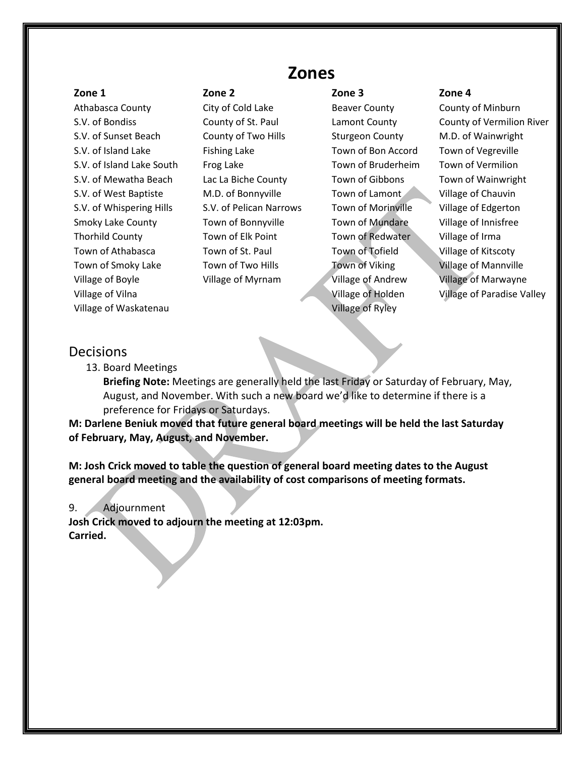# Zones

| Zone 1 | Zone 2 | Zone 3 | Zone 4 |
|---|---|---|---|
| Athabasca County | City of Cold Lake | Beaver County | County of Minburn |
| S.V. of Bondiss | County of St. Paul | Lamont County | County of Vermilion River |
| S.V. of Sunset Beach | County of Two Hills | Sturgeon County | M.D. of Wainwright |
| S.V. of Island Lake | Fishing Lake | Town of Bon Accord | Town of Vegreville |
| S.V. of Island Lake South | Frog Lake | Town of Bruderheim | Town of Vermilion |
| S.V. of Mewatha Beach | Lac La Biche County | Town of Gibbons | Town of Wainwright |
| S.V. of West Baptiste | M.D. of Bonnyville | Town of Lamont | Village of Chauvin |
| S.V. of Whispering Hills | S.V. of Pelican Narrows | Town of Morinville | Village of Edgerton |
| Smoky Lake County | Town of Bonnyville | Town of Mundare | Village of Innisfree |
| Thorhild County | Town of Elk Point | Town of Redwater | Village of Irma |
| Town of Athabasca | Town of St. Paul | Town of Tofield | Village of Kitscoty |
| Town of Smoky Lake | Town of Two Hills | Town of Viking | Village of Mannville |
| Village of Boyle | Village of Myrnam | Village of Andrew | Village of Marwayne |
| Village of Vilna | | Village of Holden | Village of Paradise Valley |
| Village of Waskatenau | | Village of Ryley | |

## Decisions

13. Board Meetings

    **Briefing Note:** Meetings are generally held the last Friday or Saturday of February, May, August, and November. With such a new board we'd like to determine if there is a preference for Fridays or Saturdays.

**M: Darlene Beniuk moved that future general board meetings will be held the last Saturday of February, May, August, and November.**

**M: Josh Crick moved to table the question of general board meeting dates to the August general board meeting and the availability of cost comparisons of meeting formats.**

9. Adjournment

**Josh Crick moved to adjourn the meeting at 12:03pm.**
**Carried.**